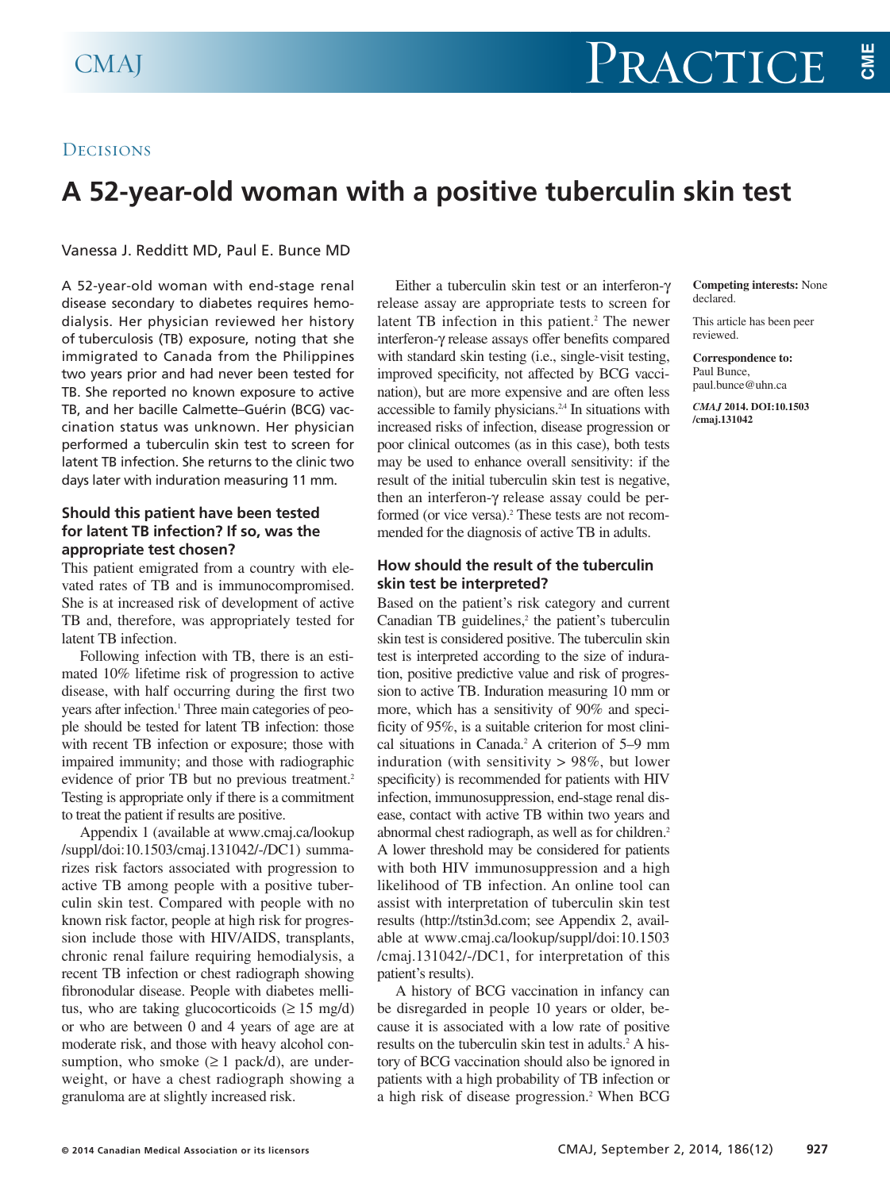Decisions

# A 52-year-old woman with a positive tuberculin skin test

Vanessa J. Redditt MD, Paul E. Bunce MD

A 52-year-old woman with end-stage renal disease secondary to diabetes requires hemodialysis. Her physician reviewed her history of tuberculosis (TB) exposure, noting that she immigrated to Canada from the Philippines two years prior and had never been tested for TB. She reported no known exposure to active TB, and her bacille Calmette–Guérin (BCG) vaccination status was unknown. Her physician performed a tuberculin skin test to screen for latent TB infection. She returns to the clinic two days later with induration measuring 11 mm.

### Should this patient have been tested for latent TB infection? If so, was the appropriate test chosen?

This patient emigrated from a country with elevated rates of TB and is immunocompromised. She is at increased risk of development of active TB and, therefore, was appropriately tested for latent TB infection.

Following infection with TB, there is an estimated 10% lifetime risk of progression to active disease, with half occurring during the first two years after infection.[1] Three main categories of people should be tested for latent TB infection: those with recent TB infection or exposure; those with impaired immunity; and those with radiographic evidence of prior TB but no previous treatment.[2] Testing is appropriate only if there is a commitment to treat the patient if results are positive.

Appendix 1 (available at www.cmaj.ca/lookup/suppl/doi:10.1503/cmaj.131042/-/DC1) summarizes risk factors associated with progression to active TB among people with a positive tuberculin skin test. Compared with people with no known risk factor, people at high risk for progression include those with HIV/AIDS, transplants, chronic renal failure requiring hemodialysis, a recent TB infection or chest radiograph showing fibronodular disease. People with diabetes mellitus, who are taking glucocorticoids (≥ 15 mg/d) or who are between 0 and 4 years of age are at moderate risk, and those with heavy alcohol consumption, who smoke (≥ 1 pack/d), are underweight, or have a chest radiograph showing a granuloma are at slightly increased risk.

Either a tuberculin skin test or an interferon-γ release assay are appropriate tests to screen for latent TB infection in this patient.[2] The newer interferon-γ release assays offer benefits compared with standard skin testing (i.e., single-visit testing, improved specificity, not affected by BCG vaccination), but are more expensive and are often less accessible to family physicians.[2,4] In situations with increased risks of infection, disease progression or poor clinical outcomes (as in this case), both tests may be used to enhance overall sensitivity: if the result of the initial tuberculin skin test is negative, then an interferon-γ release assay could be performed (or vice versa).[2] These tests are not recommended for the diagnosis of active TB in adults.

### How should the result of the tuberculin skin test be interpreted?

Based on the patient's risk category and current Canadian TB guidelines,[2] the patient's tuberculin skin test is considered positive. The tuberculin skin test is interpreted according to the size of induration, positive predictive value and risk of progression to active TB. Induration measuring 10 mm or more, which has a sensitivity of 90% and specificity of 95%, is a suitable criterion for most clinical situations in Canada.[2] A criterion of 5–9 mm induration (with sensitivity > 98%, but lower specificity) is recommended for patients with HIV infection, immunosuppression, end-stage renal disease, contact with active TB within two years and abnormal chest radiograph, as well as for children.[2] A lower threshold may be considered for patients with both HIV immunosuppression and a high likelihood of TB infection. An online tool can assist with interpretation of tuberculin skin test results (http://tstin3d.com; see Appendix 2, available at www.cmaj.ca/lookup/suppl/doi:10.1503/cmaj.131042/-/DC1, for interpretation of this patient's results).

A history of BCG vaccination in infancy can be disregarded in people 10 years or older, because it is associated with a low rate of positive results on the tuberculin skin test in adults.[2] A history of BCG vaccination should also be ignored in patients with a high probability of TB infection or a high risk of disease progression.[2] When BCG

**Competing interests:** None declared.

This article has been peer reviewed.

**Correspondence to:** Paul Bunce, paul.bunce@uhn.ca

*CMAJ* **2014. DOI:10.1503/cmaj.131042**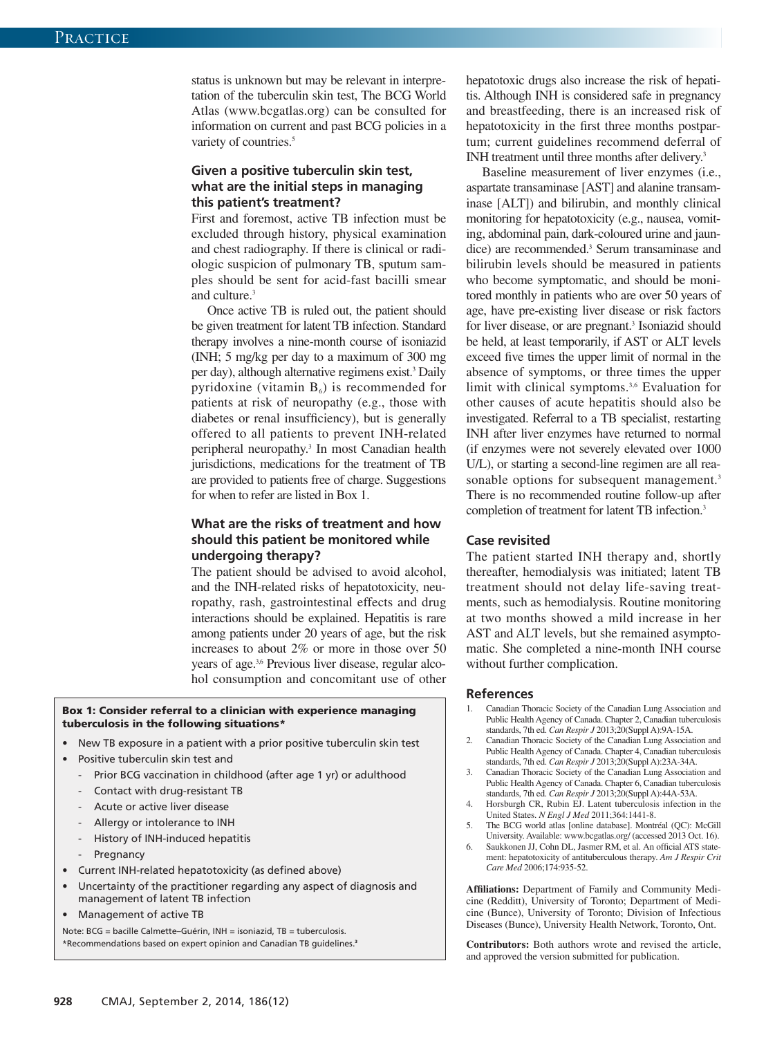status is unknown but may be relevant in interpretation of the tuberculin skin test, The BCG World Atlas (www.bcgatlas.org) can be consulted for information on current and past BCG policies in a variety of countries.[5]

### Given a positive tuberculin skin test, what are the initial steps in managing this patient's treatment?

First and foremost, active TB infection must be excluded through history, physical examination and chest radiography. If there is clinical or radiologic suspicion of pulmonary TB, sputum samples should be sent for acid-fast bacilli smear and culture.[3]

Once active TB is ruled out, the patient should be given treatment for latent TB infection. Standard therapy involves a nine-month course of isoniazid (INH; 5 mg/kg per day to a maximum of 300 mg per day), although alternative regimens exist.[3] Daily pyridoxine (vitamin $B_6$) is recommended for patients at risk of neuropathy (e.g., those with diabetes or renal insufficiency), but is generally offered to all patients to prevent INH-related peripheral neuropathy.[3] In most Canadian health jurisdictions, medications for the treatment of TB are provided to patients free of charge. Suggestions for when to refer are listed in Box 1.

### What are the risks of treatment and how should this patient be monitored while undergoing therapy?

The patient should be advised to avoid alcohol, and the INH-related risks of hepatotoxicity, neuropathy, rash, gastrointestinal effects and drug interactions should be explained. Hepatitis is rare among patients under 20 years of age, but the risk increases to about 2% or more in those over 50 years of age.[3,6] Previous liver disease, regular alcohol consumption and concomitant use of other hepatotoxic drugs also increase the risk of hepatitis. Although INH is considered safe in pregnancy and breastfeeding, there is an increased risk of hepatotoxicity in the first three months postpartum; current guidelines recommend deferral of INH treatment until three months after delivery.[3]

Baseline measurement of liver enzymes (i.e., aspartate transaminase [AST] and alanine transaminase [ALT]) and bilirubin, and monthly clinical monitoring for hepatotoxicity (e.g., nausea, vomiting, abdominal pain, dark-coloured urine and jaundice) are recommended.[3] Serum transaminase and bilirubin levels should be measured in patients who become symptomatic, and should be monitored monthly in patients who are over 50 years of age, have pre-existing liver disease or risk factors for liver disease, or are pregnant.[3] Isoniazid should be held, at least temporarily, if AST or ALT levels exceed five times the upper limit of normal in the absence of symptoms, or three times the upper limit with clinical symptoms.[3,6] Evaluation for other causes of acute hepatitis should also be investigated. Referral to a TB specialist, restarting INH after liver enzymes have returned to normal (if enzymes were not severely elevated over 1000 U/L), or starting a second-line regimen are all reasonable options for subsequent management.[3] There is no recommended routine follow-up after completion of treatment for latent TB infection.[3]

**Box 1: Consider referral to a clinician with experience managing tuberculosis in the following situations***

- New TB exposure in a patient with a prior positive tuberculin skin test
- Positive tuberculin skin test and
  - Prior BCG vaccination in childhood (after age 1 yr) or adulthood
  - Contact with drug-resistant TB
  - Acute or active liver disease
  - Allergy or intolerance to INH
  - History of INH-induced hepatitis
  - Pregnancy
- Current INH-related hepatotoxicity (as defined above)
- Uncertainty of the practitioner regarding any aspect of diagnosis and management of latent TB infection
- Management of active TB

Note: BCG = bacille Calmette–Guérin, INH = isoniazid, TB = tuberculosis.
*Recommendations based on expert opinion and Canadian TB guidelines.[3]

### Case revisited

The patient started INH therapy and, shortly thereafter, hemodialysis was initiated; latent TB treatment should not delay life-saving treatments, such as hemodialysis. Routine monitoring at two months showed a mild increase in her AST and ALT levels, but she remained asymptomatic. She completed a nine-month INH course without further complication.

### References

1. Canadian Thoracic Society of the Canadian Lung Association and Public Health Agency of Canada. Chapter 2, Canadian tuberculosis standards, 7th ed. *Can Respir J* 2013;20(Suppl A):9A-15A.
2. Canadian Thoracic Society of the Canadian Lung Association and Public Health Agency of Canada. Chapter 4, Canadian tuberculosis standards, 7th ed. *Can Respir J* 2013;20(Suppl A):23A-34A.
3. Canadian Thoracic Society of the Canadian Lung Association and Public Health Agency of Canada. Chapter 6, Canadian tuberculosis standards, 7th ed. *Can Respir J* 2013;20(Suppl A):44A-53A.
4. Horsburgh CR, Rubin EJ. Latent tuberculosis infection in the United States. *N Engl J Med* 2011;364:1441-8.
5. The BCG world atlas [online database]. Montréal (QC): McGill University. Available: www.bcgatlas.org/ (accessed 2013 Oct. 16).
6. Saukkonen JJ, Cohn DL, Jasmer RM, et al. An official ATS statement: hepatotoxicity of antituberculous therapy. *Am J Respir Crit Care Med* 2006;174:935-52.

**Affiliations:** Department of Family and Community Medicine (Redditt), University of Toronto; Department of Medicine (Bunce), University of Toronto; Division of Infectious Diseases (Bunce), University Health Network, Toronto, Ont.

**Contributors:** Both authors wrote and revised the article, and approved the version submitted for publication.